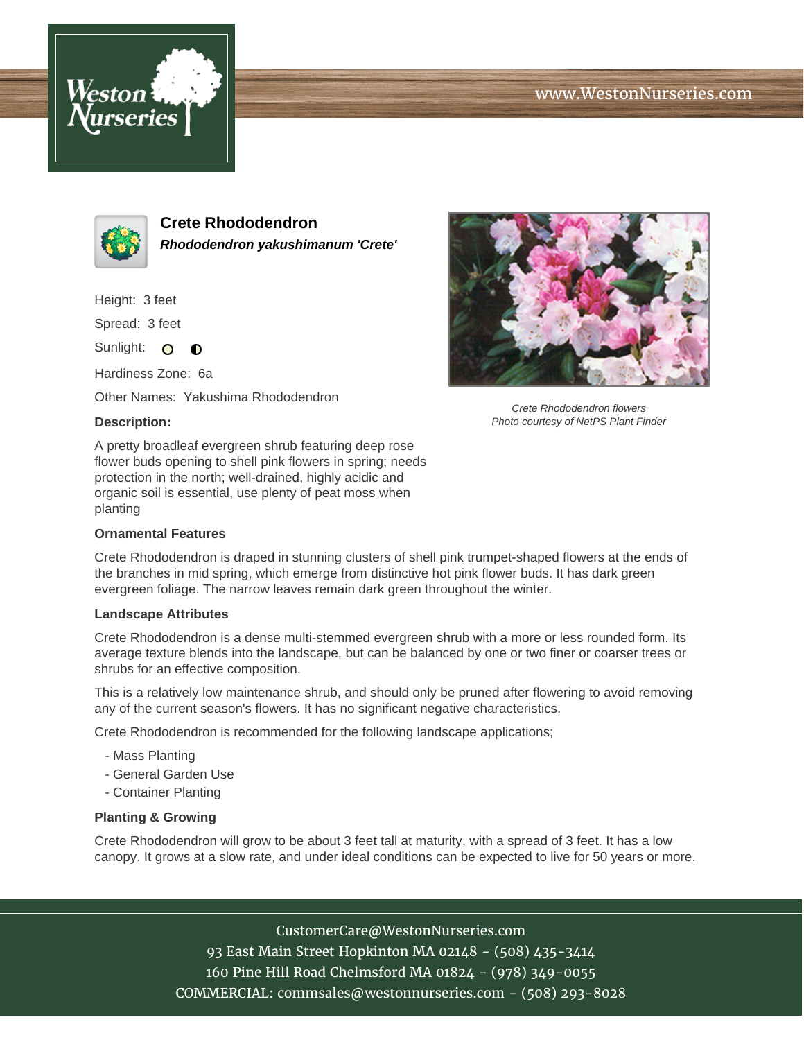# Crete Rhododendron

***Rhododendron yakushimanum 'Crete'***

Height: 3 feet

Spread: 3 feet

Sunlight: ○ ◐

Hardiness Zone: 6a

Other Names: Yakushima Rhododendron

Crete Rhododendron flowers
Photo courtesy of NetPS Plant Finder

### Description:

A pretty broadleaf evergreen shrub featuring deep rose flower buds opening to shell pink flowers in spring; needs protection in the north; well-drained, highly acidic and organic soil is essential, use plenty of peat moss when planting

### Ornamental Features

Crete Rhododendron is draped in stunning clusters of shell pink trumpet-shaped flowers at the ends of the branches in mid spring, which emerge from distinctive hot pink flower buds. It has dark green evergreen foliage. The narrow leaves remain dark green throughout the winter.

### Landscape Attributes

Crete Rhododendron is a dense multi-stemmed evergreen shrub with a more or less rounded form. Its average texture blends into the landscape, but can be balanced by one or two finer or coarser trees or shrubs for an effective composition.

This is a relatively low maintenance shrub, and should only be pruned after flowering to avoid removing any of the current season's flowers. It has no significant negative characteristics.

Crete Rhododendron is recommended for the following landscape applications;

- Mass Planting
- General Garden Use
- Container Planting

### Planting & Growing

Crete Rhododendron will grow to be about 3 feet tall at maturity, with a spread of 3 feet. It has a low canopy. It grows at a slow rate, and under ideal conditions can be expected to live for 50 years or more.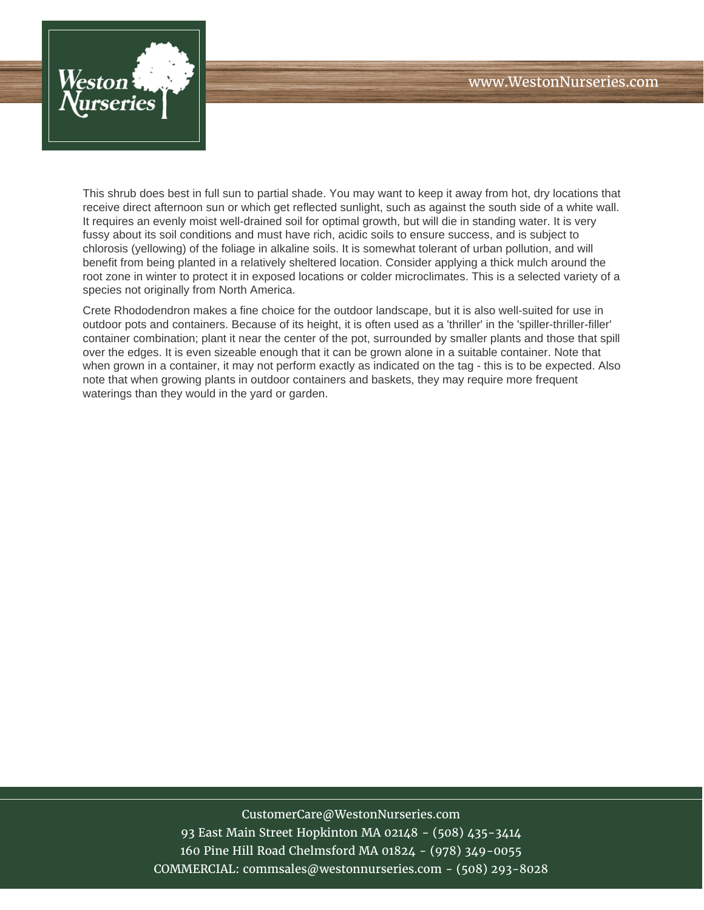This shrub does best in full sun to partial shade. You may want to keep it away from hot, dry locations that receive direct afternoon sun or which get reflected sunlight, such as against the south side of a white wall. It requires an evenly moist well-drained soil for optimal growth, but will die in standing water. It is very fussy about its soil conditions and must have rich, acidic soils to ensure success, and is subject to chlorosis (yellowing) of the foliage in alkaline soils. It is somewhat tolerant of urban pollution, and will benefit from being planted in a relatively sheltered location. Consider applying a thick mulch around the root zone in winter to protect it in exposed locations or colder microclimates. This is a selected variety of a species not originally from North America.

Crete Rhododendron makes a fine choice for the outdoor landscape, but it is also well-suited for use in outdoor pots and containers. Because of its height, it is often used as a 'thriller' in the 'spiller-thriller-filler' container combination; plant it near the center of the pot, surrounded by smaller plants and those that spill over the edges. It is even sizeable enough that it can be grown alone in a suitable container. Note that when grown in a container, it may not perform exactly as indicated on the tag - this is to be expected. Also note that when growing plants in outdoor containers and baskets, they may require more frequent waterings than they would in the yard or garden.